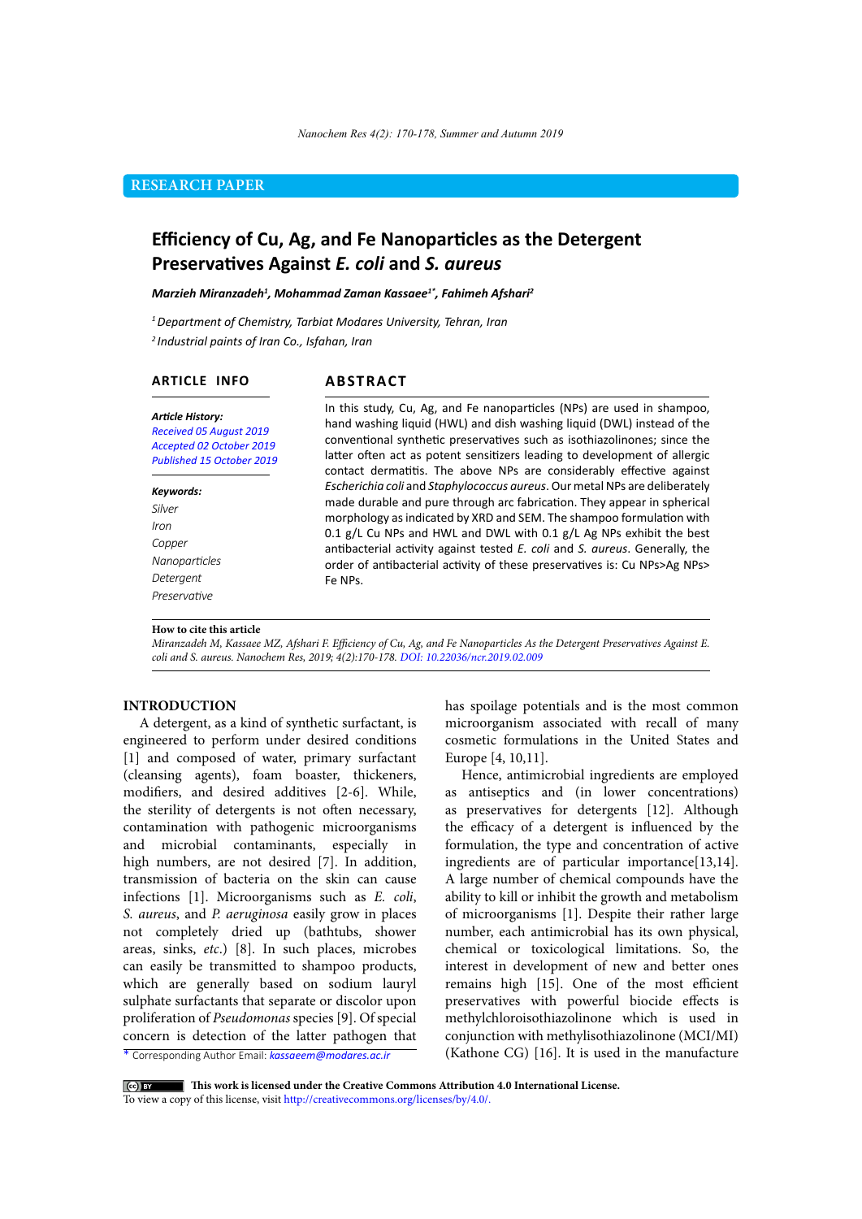RESEARCH PAPER

# Efficiency of Cu, Ag, and Fe Nanoparticles as the Detergent Preservatives Against *E. coli* and *S. aureus*

***Marzieh Miranzadeh[1], Mohammad Zaman Kassaee[1*], Fahimeh Afshari[2]***

*[1] Department of Chemistry, Tarbiat Modares University, Tehran, Iran*
*[2] Industrial paints of Iran Co., Isfahan, Iran*

## ARTICLE INFO

***Article History:***
*Received 05 August 2019*
*Accepted 02 October 2019*
*Published 15 October 2019*

***Keywords:***
*Silver*
*Iron*
*Copper*
*Nanoparticles*
*Detergent*
*Preservative*

## ABSTRACT

In this study, Cu, Ag, and Fe nanoparticles (NPs) are used in shampoo, hand washing liquid (HWL) and dish washing liquid (DWL) instead of the conventional synthetic preservatives such as isothiazolinones; since the latter often act as potent sensitizers leading to development of allergic contact dermatitis. The above NPs are considerably effective against *Escherichia coli* and *Staphylococcus aureus*. Our metal NPs are deliberately made durable and pure through arc fabrication. They appear in spherical morphology as indicated by XRD and SEM. The shampoo formulation with 0.1 g/L Cu NPs and HWL and DWL with 0.1 g/L Ag NPs exhibit the best antibacterial activity against tested *E. coli* and *S. aureus*. Generally, the order of antibacterial activity of these preservatives is: Cu NPs>Ag NPs> Fe NPs.

**How to cite this article**
*Miranzadeh M, Kassaee MZ, Afshari F. Efficiency of Cu, Ag, and Fe Nanoparticles As the Detergent Preservatives Against E. coli and S. aureus. Nanochem Res, 2019; 4(2):170-178. DOI: 10.22036/ncr.2019.02.009*

## INTRODUCTION

A detergent, as a kind of synthetic surfactant, is engineered to perform under desired conditions [1] and composed of water, primary surfactant (cleansing agents), foam boaster, thickeners, modifiers, and desired additives [2-6]. While, the sterility of detergents is not often necessary, contamination with pathogenic microorganisms and microbial contaminants, especially in high numbers, are not desired [7]. In addition, transmission of bacteria on the skin can cause infections [1]. Microorganisms such as *E. coli*, *S. aureus*, and *P. aeruginosa* easily grow in places not completely dried up (bathtubs, shower areas, sinks, *etc.*) [8]. In such places, microbes can easily be transmitted to shampoo products, which are generally based on sodium lauryl sulphate surfactants that separate or discolor upon proliferation of *Pseudomonas* species [9]. Of special concern is detection of the latter pathogen that has spoilage potentials and is the most common microorganism associated with recall of many cosmetic formulations in the United States and Europe [4, 10,11].

Hence, antimicrobial ingredients are employed as antiseptics and (in lower concentrations) as preservatives for detergents [12]. Although the efficacy of a detergent is influenced by the formulation, the type and concentration of active ingredients are of particular importance[13,14]. A large number of chemical compounds have the ability to kill or inhibit the growth and metabolism of microorganisms [1]. Despite their rather large number, each antimicrobial has its own physical, chemical or toxicological limitations. So, the interest in development of new and better ones remains high [15]. One of the most efficient preservatives with powerful biocide effects is methylchloroisothiazolinone which is used in conjunction with methylisothiazolinone (MCI/MI) (Kathone CG) [16]. It is used in the manufacture

\* Corresponding Author Email: kassaeem@modares.ac.ir

**This work is licensed under the Creative Commons Attribution 4.0 International License.**
To view a copy of this license, visit http://creativecommons.org/licenses/by/4.0/.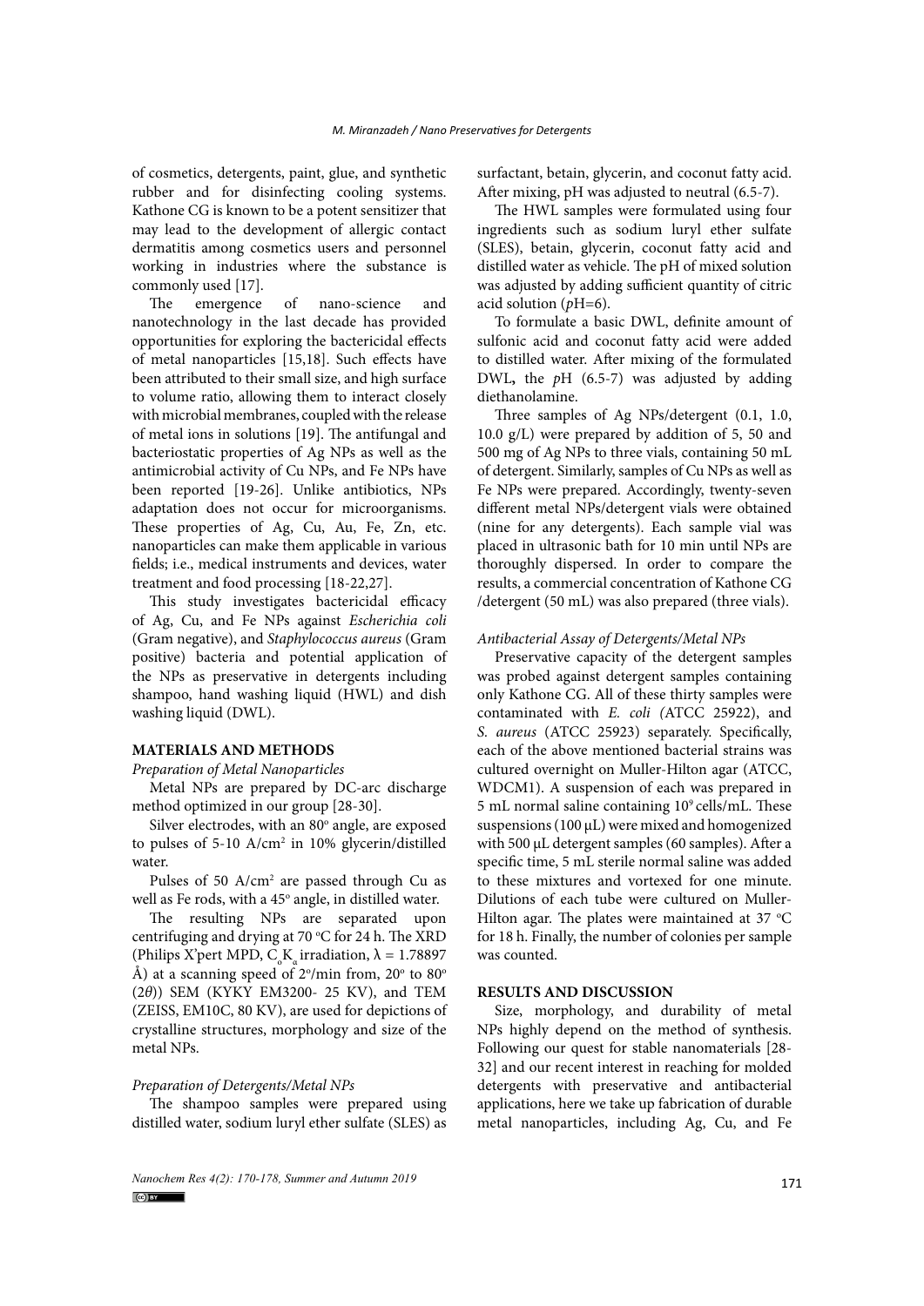of cosmetics, detergents, paint, glue, and synthetic rubber and for disinfecting cooling systems. Kathone CG is known to be a potent sensitizer that may lead to the development of allergic contact dermatitis among cosmetics users and personnel working in industries where the substance is commonly used [17].

The emergence of nano-science and nanotechnology in the last decade has provided opportunities for exploring the bactericidal effects of metal nanoparticles [15,18]. Such effects have been attributed to their small size, and high surface to volume ratio, allowing them to interact closely with microbial membranes, coupled with the release of metal ions in solutions [19]. The antifungal and bacteriostatic properties of Ag NPs as well as the antimicrobial activity of Cu NPs, and Fe NPs have been reported [19-26]. Unlike antibiotics, NPs adaptation does not occur for microorganisms. These properties of Ag, Cu, Au, Fe, Zn, etc. nanoparticles can make them applicable in various fields; i.e., medical instruments and devices, water treatment and food processing [18-22,27].

This study investigates bactericidal efficacy of Ag, Cu, and Fe NPs against *Escherichia coli* (Gram negative), and *Staphylococcus aureus* (Gram positive) bacteria and potential application of the NPs as preservative in detergents including shampoo, hand washing liquid (HWL) and dish washing liquid (DWL).

## MATERIALS AND METHODS

### *Preparation of Metal Nanoparticles*

Metal NPs are prepared by DC-arc discharge method optimized in our group [28-30].

Silver electrodes, with an 80$^o$ angle, are exposed to pulses of 5-10 A/cm$^2$ in 10% glycerin/distilled water.

Pulses of 50 A/cm$^2$ are passed through Cu as well as Fe rods, with a 45$^o$ angle, in distilled water.

The resulting NPs are separated upon centrifuging and drying at 70 $^o$C for 24 h. The XRD (Philips X'pert MPD, $C_oK_\alpha$ irradiation, $\lambda$ = 1.78897 Å) at a scanning speed of 2$^o$/min from, 20$^o$ to 80$^o$ (2$\theta$)) SEM (KYKY EM3200- 25 KV), and TEM (ZEISS, EM10C, 80 KV), are used for depictions of crystalline structures, morphology and size of the metal NPs.

### *Preparation of Detergents/Metal NPs*

The shampoo samples were prepared using distilled water, sodium luryl ether sulfate (SLES) as surfactant, betain, glycerin, and coconut fatty acid. After mixing, pH was adjusted to neutral (6.5-7).

The HWL samples were formulated using four ingredients such as sodium luryl ether sulfate (SLES), betain, glycerin, coconut fatty acid and distilled water as vehicle. The pH of mixed solution was adjusted by adding sufficient quantity of citric acid solution (*p*H=6).

To formulate a basic DWL, definite amount of sulfonic acid and coconut fatty acid were added to distilled water. After mixing of the formulated DWL**,** the *p*H (6.5-7) was adjusted by adding diethanolamine.

Three samples of Ag NPs/detergent (0.1, 1.0, 10.0 g/L) were prepared by addition of 5, 50 and 500 mg of Ag NPs to three vials, containing 50 mL of detergent. Similarly, samples of Cu NPs as well as Fe NPs were prepared. Accordingly, twenty-seven different metal NPs/detergent vials were obtained (nine for any detergents). Each sample vial was placed in ultrasonic bath for 10 min until NPs are thoroughly dispersed. In order to compare the results, a commercial concentration of Kathone CG /detergent (50 mL) was also prepared (three vials).

### *Antibacterial Assay of Detergents/Metal NPs*

Preservative capacity of the detergent samples was probed against detergent samples containing only Kathone CG. All of these thirty samples were contaminated with *E. coli (*ATCC 25922), and *S. aureus* (ATCC 25923) separately. Specifically, each of the above mentioned bacterial strains was cultured overnight on Muller-Hilton agar (ATCC, WDCM1). A suspension of each was prepared in 5 mL normal saline containing 10$^9$ cells/mL. These suspensions (100 µL) were mixed and homogenized with 500 µL detergent samples (60 samples). After a specific time, 5 mL sterile normal saline was added to these mixtures and vortexed for one minute. Dilutions of each tube were cultured on Muller-Hilton agar. The plates were maintained at 37 $^o$C for 18 h. Finally, the number of colonies per sample was counted.

## RESULTS AND DISCUSSION

Size, morphology, and durability of metal NPs highly depend on the method of synthesis. Following our quest for stable nanomaterials [28-32] and our recent interest in reaching for molded detergents with preservative and antibacterial applications, here we take up fabrication of durable metal nanoparticles, including Ag, Cu, and Fe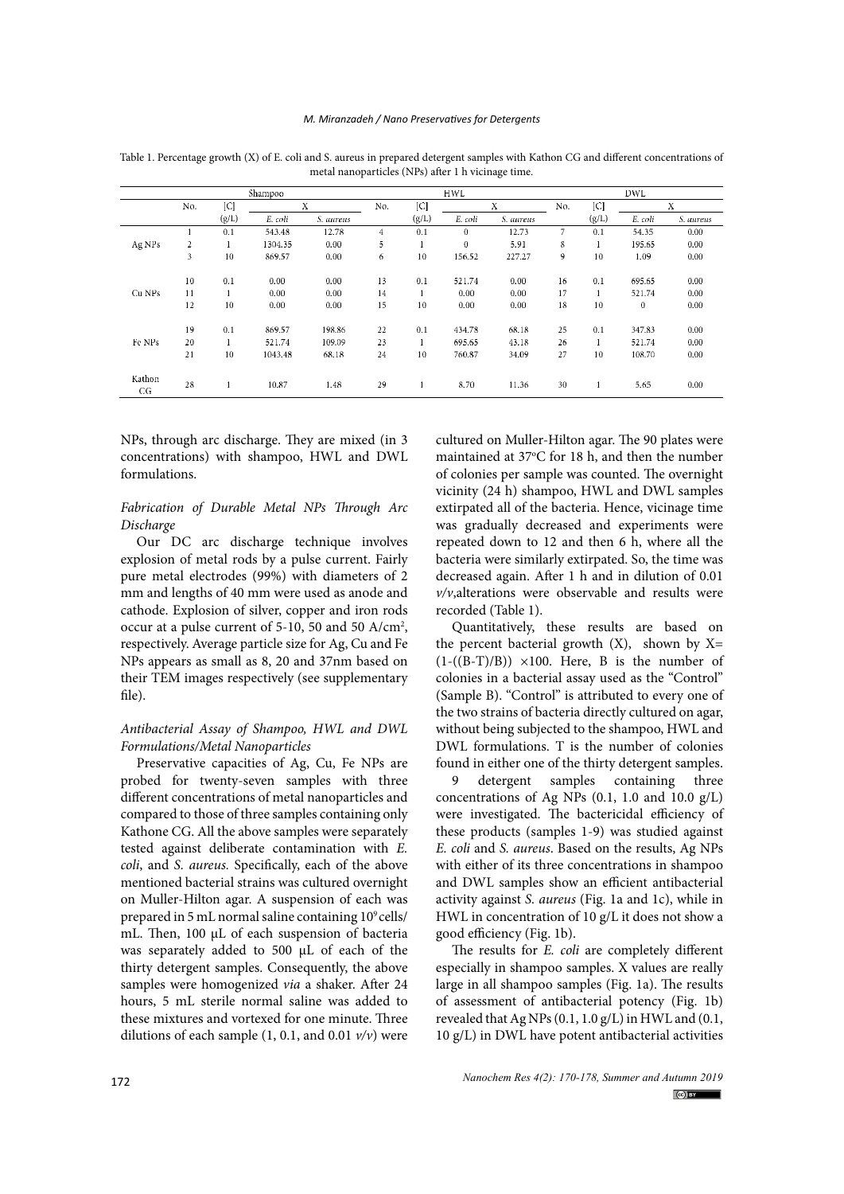Table 1. Percentage growth (X) of E. coli and S. aureus in prepared detergent samples with Kathon CG and different concentrations of metal nanoparticles (NPs) after 1 h vicinage time.

| | Shampoo | | | | HWL | | | | DWL | | | |
|---|---|---|---|---|---|---|---|---|---|---|---|---|
| | No. | [C] (g/L) | X | | No. | [C] (g/L) | X | | No. | [C] (g/L) | X | |
| | | | *E. coli* | *S. aureus* | | | *E. coli* | *S. aureus* | | | *E. coli* | *S. aureus* |
| Ag NPs | 1 | 0.1 | 543.48 | 12.78 | 4 | 0.1 | 0 | 12.73 | 7 | 0.1 | 54.35 | 0.00 |
| | 2 | 1 | 1304.35 | 0.00 | 5 | 1 | 0 | 5.91 | 8 | 1 | 195.65 | 0.00 |
| | 3 | 10 | 869.57 | 0.00 | 6 | 10 | 156.52 | 227.27 | 9 | 10 | 1.09 | 0.00 |
| Cu NPs | 10 | 0.1 | 0.00 | 0.00 | 13 | 0.1 | 521.74 | 0.00 | 16 | 0.1 | 695.65 | 0.00 |
| | 11 | 1 | 0.00 | 0.00 | 14 | 1 | 0.00 | 0.00 | 17 | 1 | 521.74 | 0.00 |
| | 12 | 10 | 0.00 | 0.00 | 15 | 10 | 0.00 | 0.00 | 18 | 10 | 0 | 0.00 |
| Fe NPs | 19 | 0.1 | 869.57 | 198.86 | 22 | 0.1 | 434.78 | 68.18 | 25 | 0.1 | 347.83 | 0.00 |
| | 20 | 1 | 521.74 | 109.09 | 23 | 1 | 695.65 | 43.18 | 26 | 1 | 521.74 | 0.00 |
| | 21 | 10 | 1043.48 | 68.18 | 24 | 10 | 760.87 | 34.09 | 27 | 10 | 108.70 | 0.00 |
| Kathon CG | 28 | 1 | 10.87 | 1.48 | 29 | 1 | 8.70 | 11.36 | 30 | 1 | 5.65 | 0.00 |

NPs, through arc discharge. They are mixed (in 3 concentrations) with shampoo, HWL and DWL formulations.

### *Fabrication of Durable Metal NPs Through Arc Discharge*

Our DC arc discharge technique involves explosion of metal rods by a pulse current. Fairly pure metal electrodes (99%) with diameters of 2 mm and lengths of 40 mm were used as anode and cathode. Explosion of silver, copper and iron rods occur at a pulse current of 5-10, 50 and 50 A/cm$^2$, respectively. Average particle size for Ag, Cu and Fe NPs appears as small as 8, 20 and 37nm based on their TEM images respectively (see supplementary file).

### *Antibacterial Assay of Shampoo, HWL and DWL Formulations/Metal Nanoparticles*

Preservative capacities of Ag, Cu, Fe NPs are probed for twenty-seven samples with three different concentrations of metal nanoparticles and compared to those of three samples containing only Kathone CG. All the above samples were separately tested against deliberate contamination with *E. coli*, and *S. aureus.* Specifically, each of the above mentioned bacterial strains was cultured overnight on Muller-Hilton agar. A suspension of each was prepared in 5 mL normal saline containing $10^9$ cells/mL. Then, 100 µL of each suspension of bacteria was separately added to 500 µL of each of the thirty detergent samples. Consequently, the above samples were homogenized *via* a shaker. After 24 hours, 5 mL sterile normal saline was added to these mixtures and vortexed for one minute. Three dilutions of each sample (1, 0.1, and 0.01 *v/v*) were cultured on Muller-Hilton agar. The 90 plates were maintained at 37°C for 18 h, and then the number of colonies per sample was counted. The overnight vicinity (24 h) shampoo, HWL and DWL samples extirpated all of the bacteria. Hence, vicinage time was gradually decreased and experiments were repeated down to 12 and then 6 h, where all the bacteria were similarly extirpated. So, the time was decreased again. After 1 h and in dilution of 0.01 *v/v*,alterations were observable and results were recorded (Table 1).

Quantitatively, these results are based on the percent bacterial growth (X), shown by $X=(1-((B-T)/B))\times100$. Here, B is the number of colonies in a bacterial assay used as the "Control" (Sample B). "Control" is attributed to every one of the two strains of bacteria directly cultured on agar, without being subjected to the shampoo, HWL and DWL formulations. T is the number of colonies found in either one of the thirty detergent samples.

9 detergent samples containing three concentrations of Ag NPs (0.1, 1.0 and 10.0 g/L) were investigated. The bactericidal efficiency of these products (samples 1-9) was studied against *E. coli* and *S. aureus*. Based on the results, Ag NPs with either of its three concentrations in shampoo and DWL samples show an efficient antibacterial activity against *S. aureus* (Fig. 1a and 1c), while in HWL in concentration of 10 g/L it does not show a good efficiency (Fig. 1b).

The results for *E. coli* are completely different especially in shampoo samples. X values are really large in all shampoo samples (Fig. 1a). The results of assessment of antibacterial potency (Fig. 1b) revealed that Ag NPs (0.1, 1.0 g/L) in HWL and (0.1, 10 g/L) in DWL have potent antibacterial activities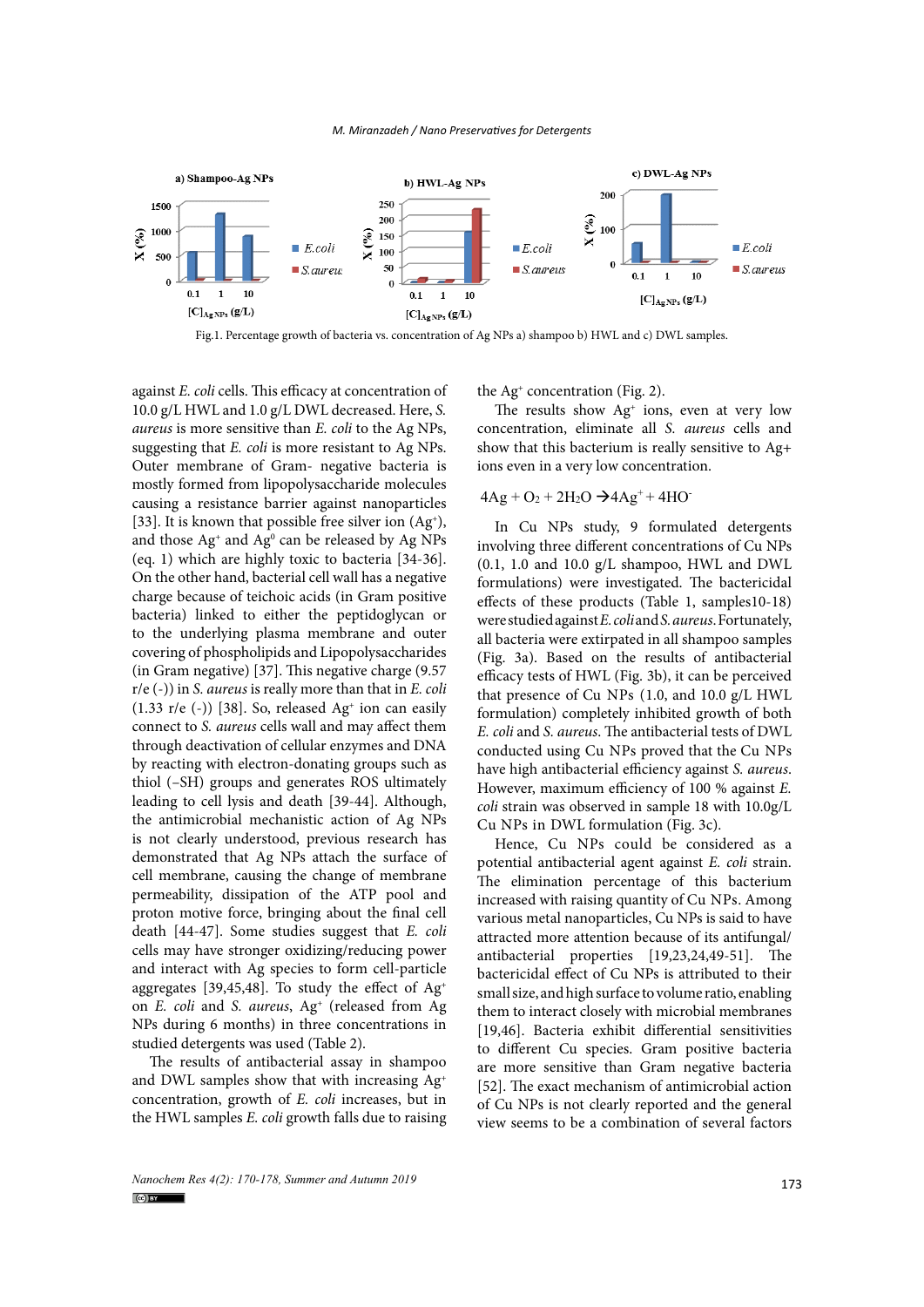Fig.1. Percentage growth of bacteria vs. concentration of Ag NPs a) shampoo b) HWL and c) DWL samples.

against *E. coli* cells. This efficacy at concentration of 10.0 g/L HWL and 1.0 g/L DWL decreased. Here, *S. aureus* is more sensitive than *E. coli* to the Ag NPs, suggesting that *E. coli* is more resistant to Ag NPs. Outer membrane of Gram- negative bacteria is mostly formed from lipopolysaccharide molecules causing a resistance barrier against nanoparticles [33]. It is known that possible free silver ion ($Ag^+$), and those $Ag^+$ and $Ag^0$ can be released by Ag NPs (eq. 1) which are highly toxic to bacteria [34-36]. On the other hand, bacterial cell wall has a negative charge because of teichoic acids (in Gram positive bacteria) linked to either the peptidoglycan or to the underlying plasma membrane and outer covering of phospholipids and Lipopolysaccharides (in Gram negative) [37]. This negative charge (9.57 r/e (-)) in *S. aureus* is really more than that in *E. coli* (1.33 r/e (-)) [38]. So, released $Ag^+$ ion can easily connect to *S. aureus* cells wall and may affect them through deactivation of cellular enzymes and DNA by reacting with electron-donating groups such as thiol (–SH) groups and generates ROS ultimately leading to cell lysis and death [39-44]. Although, the antimicrobial mechanistic action of Ag NPs is not clearly understood, previous research has demonstrated that Ag NPs attach the surface of cell membrane, causing the change of membrane permeability, dissipation of the ATP pool and proton motive force, bringing about the final cell death [44-47]. Some studies suggest that *E. coli* cells may have stronger oxidizing/reducing power and interact with Ag species to form cell-particle aggregates [39,45,48]. To study the effect of $Ag^+$ on *E. coli* and *S. aureus*, $Ag^+$ (released from Ag NPs during 6 months) in three concentrations in studied detergents was used (Table 2).

The results of antibacterial assay in shampoo and DWL samples show that with increasing $Ag^+$ concentration, growth of *E. coli* increases, but in the HWL samples *E. coli* growth falls due to raising the $Ag^+$ concentration (Fig. 2).

The results show $Ag^+$ ions, even at very low concentration, eliminate all *S. aureus* cells and show that this bacterium is really sensitive to $Ag+$ ions even in a very low concentration.

$$4Ag + O_2 + 2H_2O \rightarrow 4Ag^+ + 4HO^-$$

In Cu NPs study, 9 formulated detergents involving three different concentrations of Cu NPs (0.1, 1.0 and 10.0 g/L shampoo, HWL and DWL formulations) were investigated. The bactericidal effects of these products (Table 1, samples10-18) were studied against *E. coli* and *S. aureus*. Fortunately, all bacteria were extirpated in all shampoo samples (Fig. 3a). Based on the results of antibacterial efficacy tests of HWL (Fig. 3b), it can be perceived that presence of Cu NPs (1.0, and 10.0 g/L HWL formulation) completely inhibited growth of both *E. coli* and *S. aureus*. The antibacterial tests of DWL conducted using Cu NPs proved that the Cu NPs have high antibacterial efficiency against *S. aureus*. However, maximum efficacy of 100 % against *E. coli* strain was observed in sample 18 with 10.0g/L Cu NPs in DWL formulation (Fig. 3c).

Hence, Cu NPs could be considered as a potential antibacterial agent against *E. coli* strain. The elimination percentage of this bacterium increased with raising quantity of Cu NPs. Among various metal nanoparticles, Cu NPs is said to have attracted more attention because of its antifungal/antibacterial properties [19,23,24,49-51]. The bactericidal effect of Cu NPs is attributed to their small size, and high surface to volume ratio, enabling them to interact closely with microbial membranes [19,46]. Bacteria exhibit differential sensitivities to different Cu species. Gram positive bacteria are more sensitive than Gram negative bacteria [52]. The exact mechanism of antimicrobial action of Cu NPs is not clearly reported and the general view seems to be a combination of several factors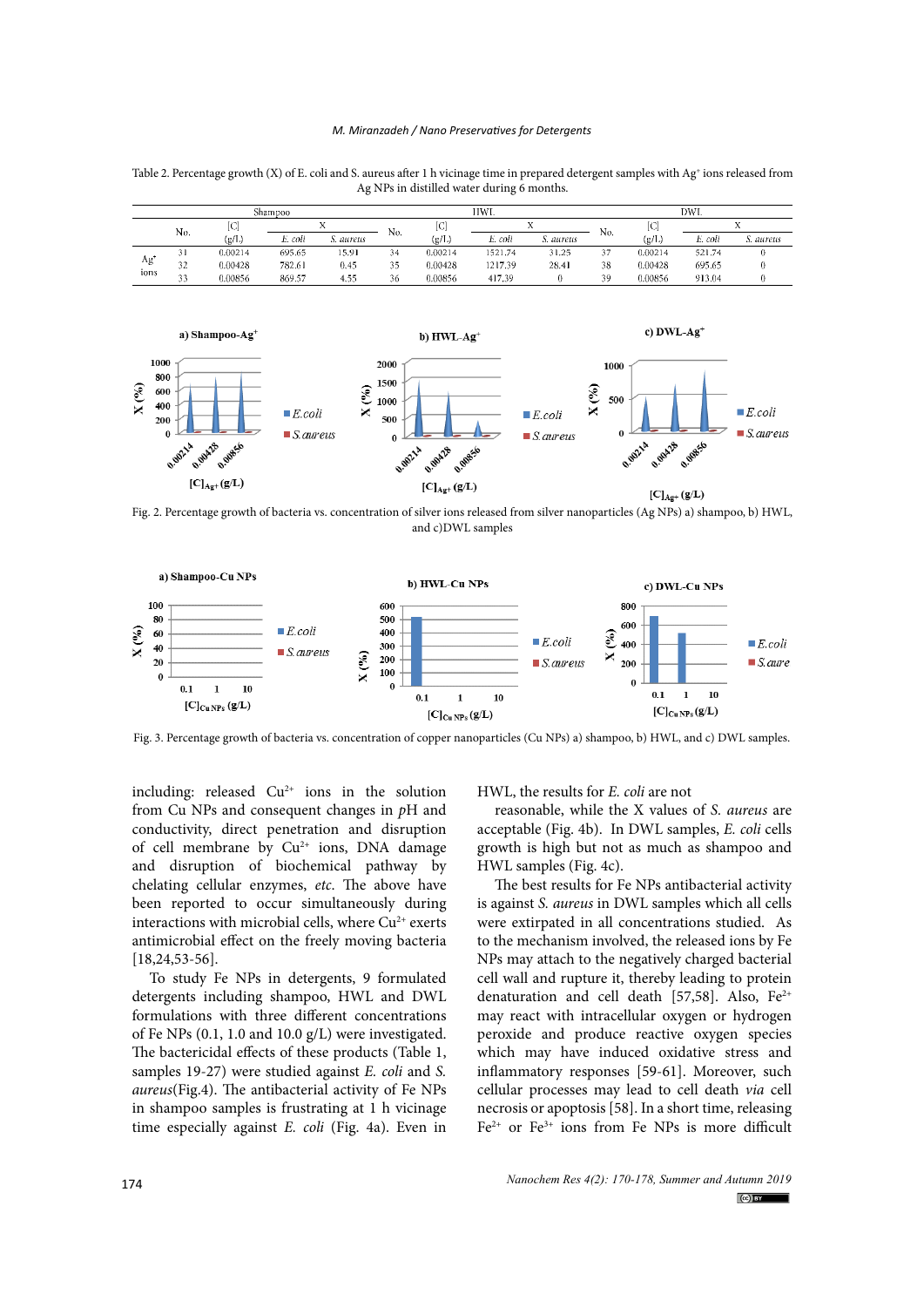Table 2. Percentage growth (X) of E. coli and S. aureus after 1 h vicinage time in prepared detergent samples with $Ag^{+}$ ions released from Ag NPs in distilled water during 6 months.

| | Shampoo | | | | HWL | | | | DWL | | | |
|---|---|---|---|---|---|---|---|---|---|---|---|---|
| | No. | [C] (g/L) | X | | No. | [C] (g/L) | X | | No. | [C] (g/L) | X | |
| | | | *E. coli* | *S. aureus* | | | *E. coli* | *S. aureus* | | | *E. coli* | *S. aureus* |
| $Ag^{+}$ ions | 31 | 0.00214 | 695.65 | 15.91 | 34 | 0.00214 | 1521.74 | 31.25 | 37 | 0.00214 | 521.74 | 0 |
| | 32 | 0.00428 | 782.61 | 0.45 | 35 | 0.00428 | 1217.39 | 28.41 | 38 | 0.00428 | 695.65 | 0 |
| | 33 | 0.00856 | 869.57 | 4.55 | 36 | 0.00856 | 417.39 | 0 | 39 | 0.00856 | 913.04 | 0 |

Fig. 2. Percentage growth of bacteria vs. concentration of silver ions released from silver nanoparticles (Ag NPs) a) shampoo, b) HWL, and c)DWL samples

Fig. 3. Percentage growth of bacteria vs. concentration of copper nanoparticles (Cu NPs) a) shampoo, b) HWL, and c) DWL samples.

including: released $Cu^{2+}$ ions in the solution from Cu NPs and consequent changes in *p*H and conductivity, direct penetration and disruption of cell membrane by $Cu^{2+}$ ions, DNA damage and disruption of biochemical pathway by chelating cellular enzymes, *etc.* The above have been reported to occur simultaneously during interactions with microbial cells, where $Cu^{2+}$ exerts antimicrobial effect on the freely moving bacteria [18,24,53-56].

To study Fe NPs in detergents, 9 formulated detergents including shampoo, HWL and DWL formulations with three different concentrations of Fe NPs (0.1, 1.0 and 10.0 g/L) were investigated. The bactericidal effects of these products (Table 1, samples 19-27) were studied against *E. coli* and *S. aureus*(Fig.4). The antibacterial activity of Fe NPs in shampoo samples is frustrating at 1 h vicinage time especially against *E. coli* (Fig. 4a). Even in HWL, the results for *E. coli* are not

reasonable, while the X values of *S. aureus* are acceptable (Fig. 4b). In DWL samples, *E. coli* cells growth is high but not as much as shampoo and HWL samples (Fig. 4c).

The best results for Fe NPs antibacterial activity is against *S. aureus* in DWL samples which all cells were extirpated in all concentrations studied. As to the mechanism involved, the released ions by Fe NPs may attach to the negatively charged bacterial cell wall and rupture it, thereby leading to protein denaturation and cell death [57,58]. Also, $Fe^{2+}$ may react with intracellular oxygen or hydrogen peroxide and produce reactive oxygen species which may have induced oxidative stress and inflammatory responses [59-61]. Moreover, such cellular processes may lead to cell death *via* cell necrosis or apoptosis [58]. In a short time, releasing $Fe^{2+}$ or $Fe^{3+}$ ions from Fe NPs is more difficult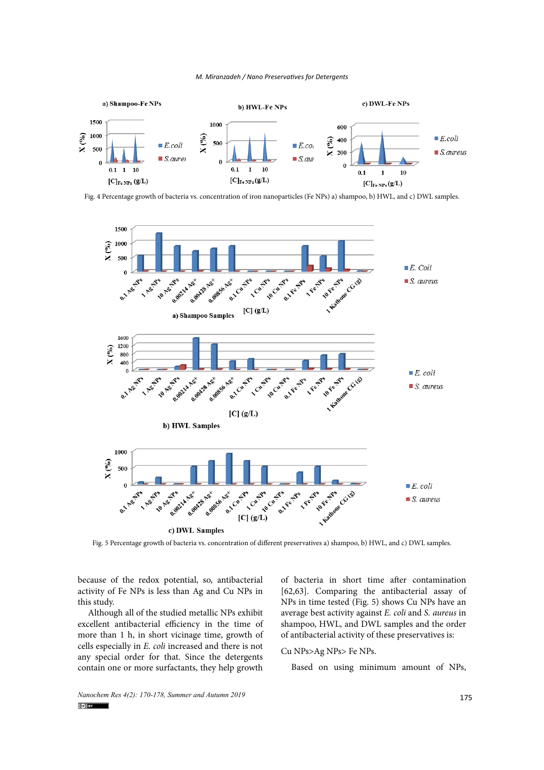Fig. 4 Percentage growth of bacteria vs. concentration of iron nanoparticles (Fe NPs) a) shampoo, b) HWL, and c) DWL samples.

Fig. 5 Percentage growth of bacteria vs. concentration of different preservatives a) shampoo, b) HWL, and c) DWL samples.

because of the redox potential, so, antibacterial activity of Fe NPs is less than Ag and Cu NPs in this study.

Although all of the studied metallic NPs exhibit excellent antibacterial efficiency in the time of more than 1 h, in short vicinage time, growth of cells especially in *E. coli* increased and there is not any special order for that. Since the detergents contain one or more surfactants, they help growth of bacteria in short time after contamination [62,63]. Comparing the antibacterial assay of NPs in time tested (Fig. 5) shows Cu NPs have an average best activity against *E. coli* and *S. aureus* in shampoo, HWL, and DWL samples and the order of antibacterial activity of these preservatives is:

Cu NPs>Ag NPs> Fe NPs.

Based on using minimum amount of NPs,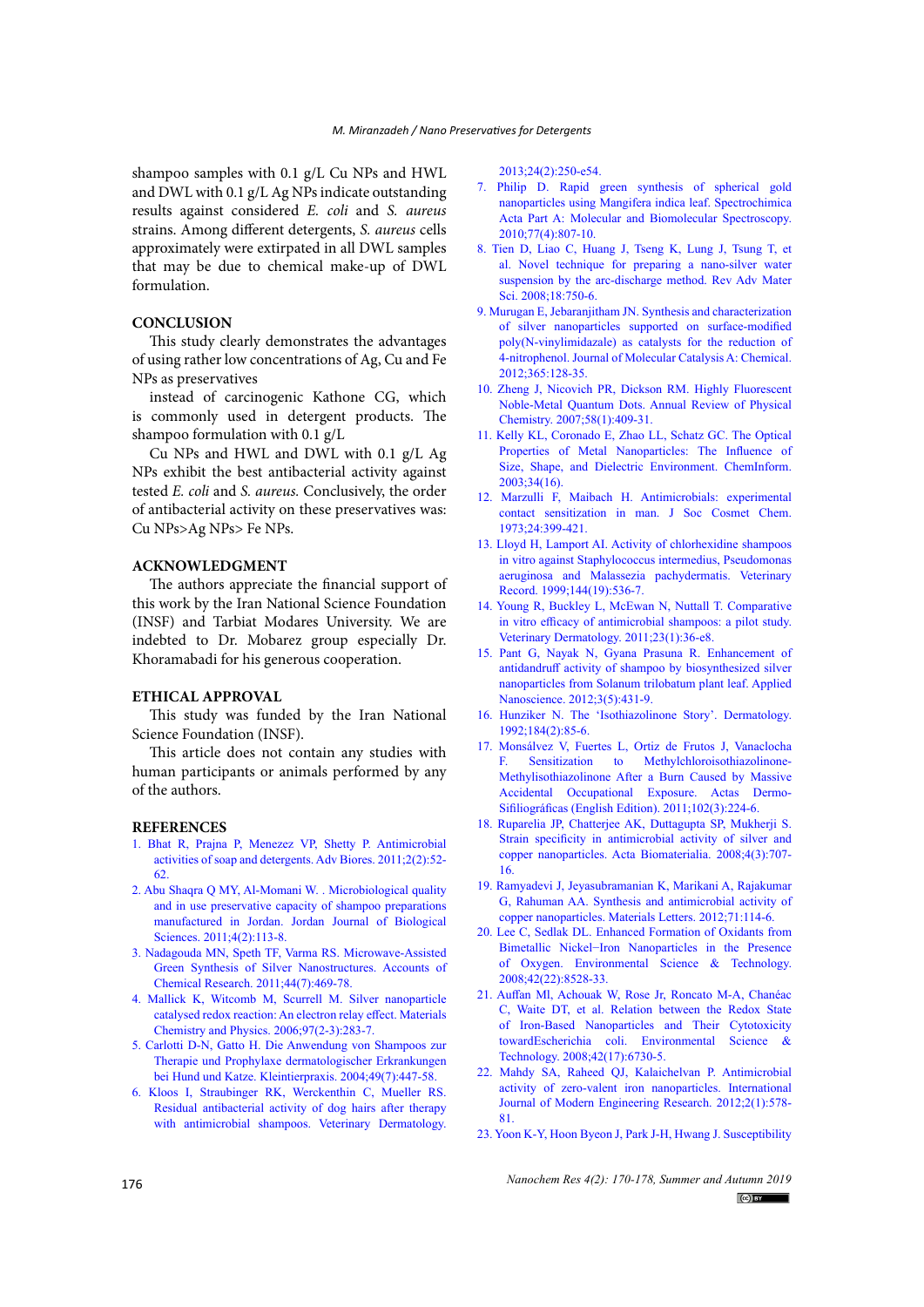shampoo samples with 0.1 g/L Cu NPs and HWL and DWL with 0.1 g/L Ag NPs indicate outstanding results against considered *E. coli* and *S. aureus* strains. Among different detergents, *S. aureus* cells approximately were extirpated in all DWL samples that may be due to chemical make-up of DWL formulation.

## CONCLUSION

This study clearly demonstrates the advantages of using rather low concentrations of Ag, Cu and Fe NPs as preservatives

instead of carcinogenic Kathone CG, which is commonly used in detergent products. The shampoo formulation with 0.1 g/L

Cu NPs and HWL and DWL with 0.1 g/L Ag NPs exhibit the best antibacterial activity against tested *E. coli* and *S. aureus*. Conclusively, the order of antibacterial activity on these preservatives was: Cu NPs>Ag NPs> Fe NPs.

## ACKNOWLEDGMENT

The authors appreciate the financial support of this work by the Iran National Science Foundation (INSF) and Tarbiat Modares University. We are indebted to Dr. Mobarez group especially Dr. Khoramabadi for his generous cooperation.

## ETHICAL APPROVAL

This study was funded by the Iran National Science Foundation (INSF).

This article does not contain any studies with human participants or animals performed by any of the authors.

## REFERENCES

1. Bhat R, Prajna P, Menezez VP, Shetty P. Antimicrobial activities of soap and detergents. Adv Biores. 2011;2(2):52-62.
2. Abu Shaqra Q MY, Al-Momani W. . Microbiological quality and in use preservative capacity of shampoo preparations manufactured in Jordan. Jordan Journal of Biological Sciences. 2011;4(2):113-8.
3. Nadagouda MN, Speth TF, Varma RS. Microwave-Assisted Green Synthesis of Silver Nanostructures. Accounts of Chemical Research. 2011;44(7):469-78.
4. Mallick K, Witcomb M, Scurrell M. Silver nanoparticle catalysed redox reaction: An electron relay effect. Materials Chemistry and Physics. 2006;97(2-3):283-7.
5. Carlotti D-N, Gatto H. Die Anwendung von Shampoos zur Therapie und Prophylaxe dermatologischer Erkrankungen bei Hund und Katze. Kleintierpraxis. 2004;49(7):447-58.
6. Kloos I, Straubinger RK, Werckenthin C, Mueller RS. Residual antibacterial activity of dog hairs after therapy with antimicrobial shampoos. Veterinary Dermatology. 2013;24(2):250-e54.
7. Philip D. Rapid green synthesis of spherical gold nanoparticles using Mangifera indica leaf. Spectrochimica Acta Part A: Molecular and Biomolecular Spectroscopy. 2010;77(4):807-10.
8. Tien D, Liao C, Huang J, Tseng K, Lung J, Tsung T, et al. Novel technique for preparing a nano-silver water suspension by the arc-discharge method. Rev Adv Mater Sci. 2008;18:750-6.
9. Murugan E, Jebaranjitham JN. Synthesis and characterization of silver nanoparticles supported on surface-modified poly(N-vinylimidazale) as catalysts for the reduction of 4-nitrophenol. Journal of Molecular Catalysis A: Chemical. 2012;365:128-35.
10. Zheng J, Nicovich PR, Dickson RM. Highly Fluorescent Noble-Metal Quantum Dots. Annual Review of Physical Chemistry. 2007;58(1):409-31.
11. Kelly KL, Coronado E, Zhao LL, Schatz GC. The Optical Properties of Metal Nanoparticles: The Influence of Size, Shape, and Dielectric Environment. ChemInform. 2003;34(16).
12. Marzulli F, Maibach H. Antimicrobials: experimental contact sensitization in man. J Soc Cosmet Chem. 1973;24:399-421.
13. Lloyd H, Lamport AI. Activity of chlorhexidine shampoos in vitro against Staphylococcus intermedius, Pseudomonas aeruginosa and Malassezia pachydermatis. Veterinary Record. 1999;144(19):536-7.
14. Young R, Buckley L, McEwan N, Nuttall T. Comparative in vitro efficacy of antimicrobial shampoos: a pilot study. Veterinary Dermatology. 2011;23(1):36-e8.
15. Pant G, Nayak N, Gyana Prasuna R. Enhancement of antidandruff activity of shampoo by biosynthesized silver nanoparticles from Solanum trilobatum plant leaf. Applied Nanoscience. 2012;3(5):431-9.
16. Hunziker N. The 'Isothiazolinone Story'. Dermatology. 1992;184(2):85-6.
17. Monsálvez V, Fuertes L, Ortiz de Frutos J, Vanaclocha F. Sensitization to Methylchloroisothiazolinone-Methylisothiazolinone After a Burn Caused by Massive Accidental Occupational Exposure. Actas Dermo-Sifiliográficas (English Edition). 2011;102(3):224-6.
18. Ruparelia JP, Chatterjee AK, Duttagupta SP, Mukherji S. Strain specificity in antimicrobial activity of silver and copper nanoparticles. Acta Biomaterialia. 2008;4(3):707-16.
19. Ramyadevi J, Jeyasubramanian K, Marikani A, Rajakumar G, Rahuman AA. Synthesis and antimicrobial activity of copper nanoparticles. Materials Letters. 2012;71:114-6.
20. Lee C, Sedlak DL. Enhanced Formation of Oxidants from Bimetallic Nickel−Iron Nanoparticles in the Presence of Oxygen. Environmental Science & Technology. 2008;42(22):8528-33.
21. Auffan MI, Achouak W, Rose Jr, Roncato M-A, Chanéac C, Waite DT, et al. Relation between the Redox State of Iron-Based Nanoparticles and Their Cytotoxicity towardEscherichia coli. Environmental Science & Technology. 2008;42(17):6730-5.
22. Mahdy SA, Raheed QJ, Kalaichelvan P. Antimicrobial activity of zero-valent iron nanoparticles. International Journal of Modern Engineering Research. 2012;2(1):578-81.
23. Yoon K-Y, Hoon Byeon J, Park J-H, Hwang J. Susceptibility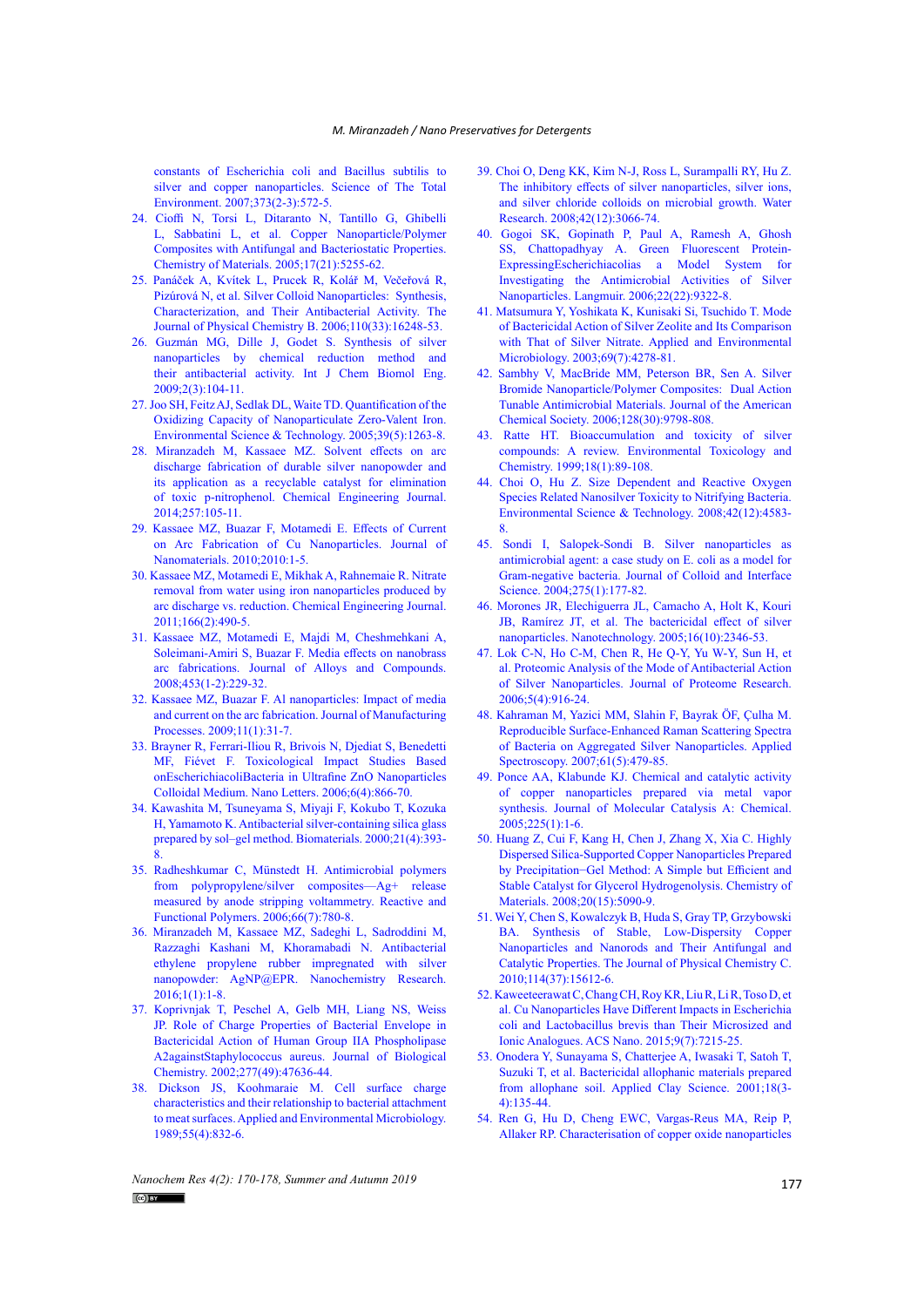constants of Escherichia coli and Bacillus subtilis to silver and copper nanoparticles. Science of The Total Environment. 2007;373(2-3):572-5.

24. Cioffi N, Torsi L, Ditaranto N, Tantillo G, Ghibelli L, Sabbatini L, et al. Copper Nanoparticle/Polymer Composites with Antifungal and Bacteriostatic Properties. Chemistry of Materials. 2005;17(21):5255-62.
25. Panáček A, Kvítek L, Prucek R, Kolář M, Večeřová R, Pizúrová N, et al. Silver Colloid Nanoparticles: Synthesis, Characterization, and Their Antibacterial Activity. The Journal of Physical Chemistry B. 2006;110(33):16248-53.
26. Guzmán MG, Dille J, Godet S. Synthesis of silver nanoparticles by chemical reduction method and their antibacterial activity. Int J Chem Biomol Eng. 2009;2(3):104-11.
27. Joo SH, Feitz AJ, Sedlak DL, Waite TD. Quantification of the Oxidizing Capacity of Nanoparticulate Zero-Valent Iron. Environmental Science & Technology. 2005;39(5):1263-8.
28. Miranzadeh M, Kassaee MZ. Solvent effects on arc discharge fabrication of durable silver nanopowder and its application as a recyclable catalyst for elimination of toxic p-nitrophenol. Chemical Engineering Journal. 2014;257:105-11.
29. Kassaee MZ, Buazar F, Motamedi E. Effects of Current on Arc Fabrication of Cu Nanoparticles. Journal of Nanomaterials. 2010;2010:1-5.
30. Kassaee MZ, Motamedi E, Mikhak A, Rahnemaie R. Nitrate removal from water using iron nanoparticles produced by arc discharge vs. reduction. Chemical Engineering Journal. 2011;166(2):490-5.
31. Kassaee MZ, Motamedi E, Majdi M, Cheshmehkani A, Soleimani-Amiri S, Buazar F. Media effects on nanobrass arc fabrications. Journal of Alloys and Compounds. 2008;453(1-2):229-32.
32. Kassaee MZ, Buazar F. Al nanoparticles: Impact of media and current on the arc fabrication. Journal of Manufacturing Processes. 2009;11(1):31-7.
33. Brayner R, Ferrari-Iliou R, Brivois N, Djediat S, Benedetti MF, Fiévet F. Toxicological Impact Studies Based onEscherichiacoliBacteria in Ultrafine ZnO Nanoparticles Colloidal Medium. Nano Letters. 2006;6(4):866-70.
34. Kawashita M, Tsuneyama S, Miyaji F, Kokubo T, Kozuka H, Yamamoto K. Antibacterial silver-containing silica glass prepared by sol–gel method. Biomaterials. 2000;21(4):393-8.
35. Radheshkumar C, Münstedt H. Antimicrobial polymers from polypropylene/silver composites—Ag+ release measured by anode stripping voltammetry. Reactive and Functional Polymers. 2006;66(7):780-8.
36. Miranzadeh M, Kassaee MZ, Sadeghi L, Sadroddini M, Razzaghi Kashani M, Khoramabadi N. Antibacterial ethylene propylene rubber impregnated with silver nanopowder: AgNP@EPR. Nanochemistry Research. 2016;1(1):1-8.
37. Koprivnjak T, Peschel A, Gelb MH, Liang NS, Weiss JP. Role of Charge Properties of Bacterial Envelope in Bactericidal Action of Human Group IIA Phospholipase A2againstStaphylococcus aureus. Journal of Biological Chemistry. 2002;277(49):47636-44.
38. Dickson JS, Koohmaraie M. Cell surface charge characteristics and their relationship to bacterial attachment to meat surfaces. Applied and Environmental Microbiology. 1989;55(4):832-6.
39. Choi O, Deng KK, Kim N-J, Ross L, Surampalli RY, Hu Z. The inhibitory effects of silver nanoparticles, silver ions, and silver chloride colloids on microbial growth. Water Research. 2008;42(12):3066-74.
40. Gogoi SK, Gopinath P, Paul A, Ramesh A, Ghosh SS, Chattopadhyay A. Green Fluorescent Protein-ExpressingEscherichiacolias a Model System for Investigating the Antimicrobial Activities of Silver Nanoparticles. Langmuir. 2006;22(22):9322-8.
41. Matsumura Y, Yoshikata K, Kunisaki Si, Tsuchido T. Mode of Bactericidal Action of Silver Zeolite and Its Comparison with That of Silver Nitrate. Applied and Environmental Microbiology. 2003;69(7):4278-81.
42. Sambhy V, MacBride MM, Peterson BR, Sen A. Silver Bromide Nanoparticle/Polymer Composites: Dual Action Tunable Antimicrobial Materials. Journal of the American Chemical Society. 2006;128(30):9798-808.
43. Ratte HT. Bioaccumulation and toxicity of silver compounds: A review. Environmental Toxicology and Chemistry. 1999;18(1):89-108.
44. Choi O, Hu Z. Size Dependent and Reactive Oxygen Species Related Nanosilver Toxicity to Nitrifying Bacteria. Environmental Science & Technology. 2008;42(12):4583-8.
45. Sondi I, Salopek-Sondi B. Silver nanoparticles as antimicrobial agent: a case study on E. coli as a model for Gram-negative bacteria. Journal of Colloid and Interface Science. 2004;275(1):177-82.
46. Morones JR, Elechiguerra JL, Camacho A, Holt K, Kouri JB, Ramírez JT, et al. The bactericidal effect of silver nanoparticles. Nanotechnology. 2005;16(10):2346-53.
47. Lok C-N, Ho C-M, Chen R, He Q-Y, Yu W-Y, Sun H, et al. Proteomic Analysis of the Mode of Antibacterial Action of Silver Nanoparticles. Journal of Proteome Research. 2006;5(4):916-24.
48. Kahraman M, Yazici MM, Slahin F, Bayrak ÖF, Çulha M. Reproducible Surface-Enhanced Raman Scattering Spectra of Bacteria on Aggregated Silver Nanoparticles. Applied Spectroscopy. 2007;61(5):479-85.
49. Ponce AA, Klabunde KJ. Chemical and catalytic activity of copper nanoparticles prepared via metal vapor synthesis. Journal of Molecular Catalysis A: Chemical. 2005;225(1):1-6.
50. Huang Z, Cui F, Kang H, Chen J, Zhang X, Xia C. Highly Dispersed Silica-Supported Copper Nanoparticles Prepared by Precipitation−Gel Method: A Simple but Efficient and Stable Catalyst for Glycerol Hydrogenolysis. Chemistry of Materials. 2008;20(15):5090-9.
51. Wei Y, Chen S, Kowalczyk B, Huda S, Gray TP, Grzybowski BA. Synthesis of Stable, Low-Dispersity Copper Nanoparticles and Nanorods and Their Antifungal and Catalytic Properties. The Journal of Physical Chemistry C. 2010;114(37):15612-6.
52. Kaweeteerawat C, Chang CH, Roy KR, Liu R, Li R, Toso D, et al. Cu Nanoparticles Have Different Impacts in Escherichia coli and Lactobacillus brevis than Their Microsized and Ionic Analogues. ACS Nano. 2015;9(7):7215-25.
53. Onodera Y, Sunayama S, Chatterjee A, Iwasaki T, Satoh T, Suzuki T, et al. Bactericidal allophanic materials prepared from allophane soil. Applied Clay Science. 2001;18(3-4):135-44.
54. Ren G, Hu D, Cheng EWC, Vargas-Reus MA, Reip P, Allaker RP. Characterisation of copper oxide nanoparticles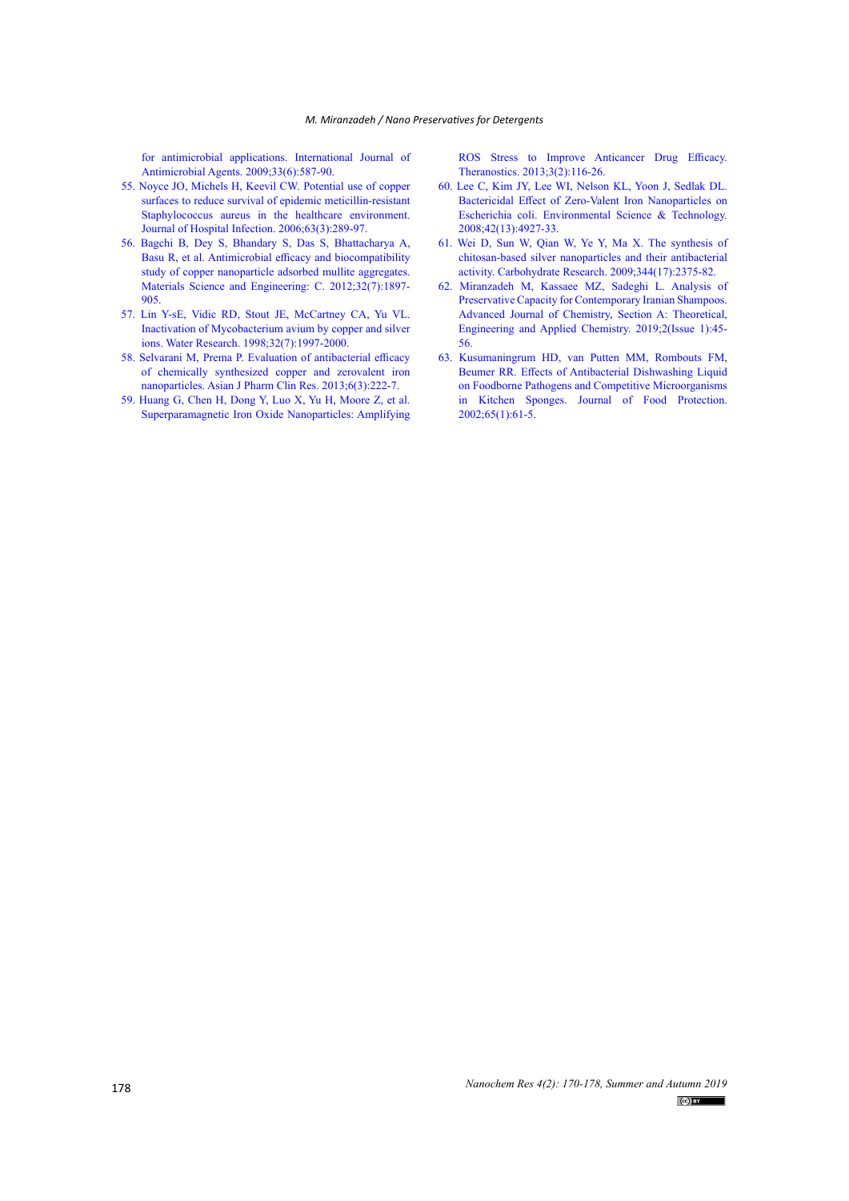for antimicrobial applications. International Journal of Antimicrobial Agents. 2009;33(6):587-90.

55. Noyce JO, Michels H, Keevil CW. Potential use of copper surfaces to reduce survival of epidemic meticillin-resistant Staphylococcus aureus in the healthcare environment. Journal of Hospital Infection. 2006;63(3):289-97.
56. Bagchi B, Dey S, Bhandary S, Das S, Bhattacharya A, Basu R, et al. Antimicrobial efficacy and biocompatibility study of copper nanoparticle adsorbed mullite aggregates. Materials Science and Engineering: C. 2012;32(7):1897-905.
57. Lin Y-sE, Vidic RD, Stout JE, McCartney CA, Yu VL. Inactivation of Mycobacterium avium by copper and silver ions. Water Research. 1998;32(7):1997-2000.
58. Selvarani M, Prema P. Evaluation of antibacterial efficacy of chemically synthesized copper and zerovalent iron nanoparticles. Asian J Pharm Clin Res. 2013;6(3):222-7.
59. Huang G, Chen H, Dong Y, Luo X, Yu H, Moore Z, et al. Superparamagnetic Iron Oxide Nanoparticles: Amplifying ROS Stress to Improve Anticancer Drug Efficacy. Theranostics. 2013;3(2):116-26.
60. Lee C, Kim JY, Lee WI, Nelson KL, Yoon J, Sedlak DL. Bactericidal Effect of Zero-Valent Iron Nanoparticles on Escherichia coli. Environmental Science & Technology. 2008;42(13):4927-33.
61. Wei D, Sun W, Qian W, Ye Y, Ma X. The synthesis of chitosan-based silver nanoparticles and their antibacterial activity. Carbohydrate Research. 2009;344(17):2375-82.
62. Miranzadeh M, Kassaee MZ, Sadeghi L. Analysis of Preservative Capacity for Contemporary Iranian Shampoos. Advanced Journal of Chemistry, Section A: Theoretical, Engineering and Applied Chemistry. 2019;2(Issue 1):45-56.
63. Kusumaningrum HD, van Putten MM, Rombouts FM, Beumer RR. Effects of Antibacterial Dishwashing Liquid on Foodborne Pathogens and Competitive Microorganisms in Kitchen Sponges. Journal of Food Protection. 2002;65(1):61-5.